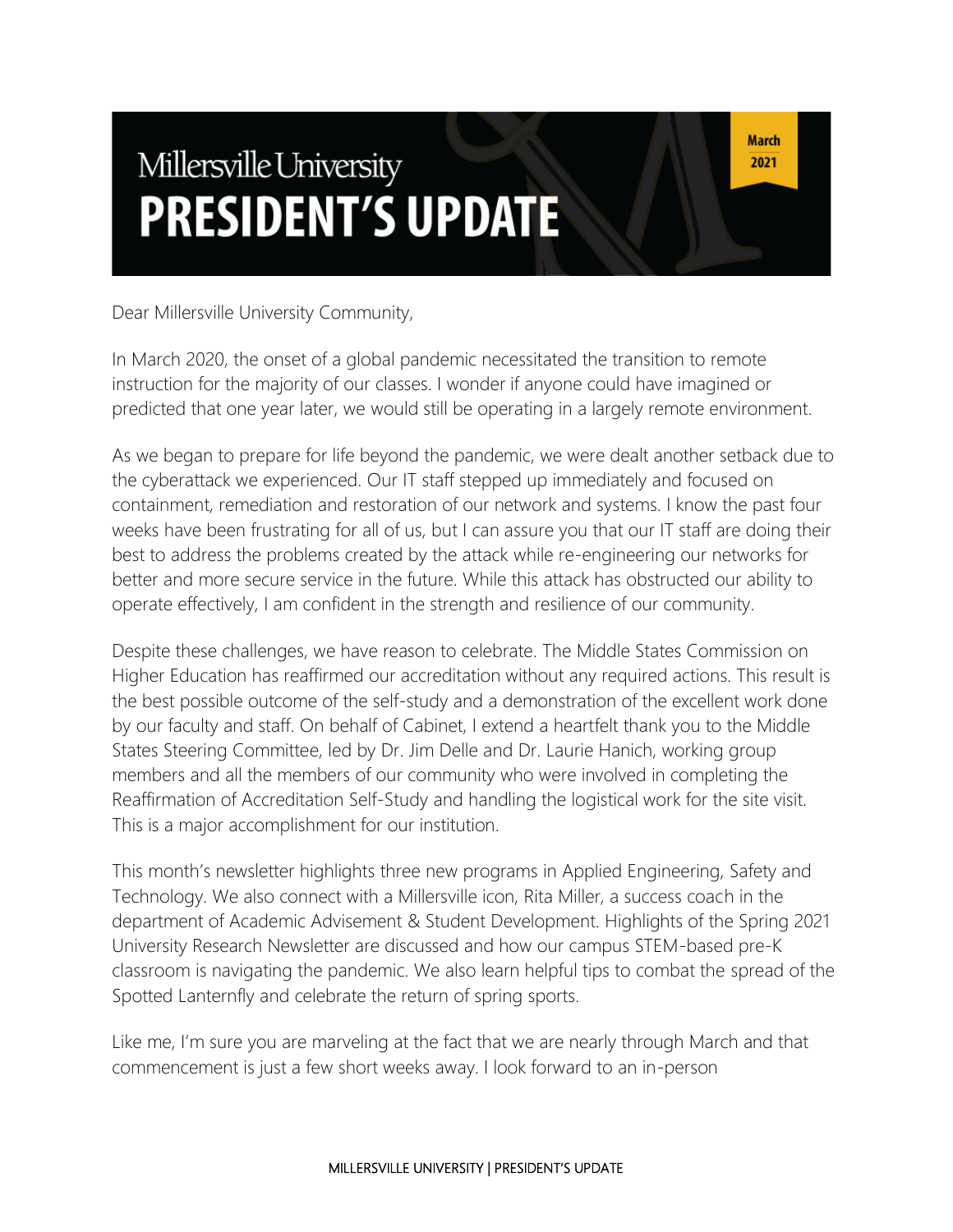# Millersville University PRESIDENT'S UPDATE

March 2021

Dear Millersville University Community,

In March 2020, the onset of a global pandemic necessitated the transition to remote instruction for the majority of our classes. I wonder if anyone could have imagined or predicted that one year later, we would still be operating in a largely remote environment.

As we began to prepare for life beyond the pandemic, we were dealt another setback due to the cyberattack we experienced. Our IT staff stepped up immediately and focused on containment, remediation and restoration of our network and systems. I know the past four weeks have been frustrating for all of us, but I can assure you that our IT staff are doing their best to address the problems created by the attack while re-engineering our networks for better and more secure service in the future. While this attack has obstructed our ability to operate effectively, I am confident in the strength and resilience of our community.

Despite these challenges, we have reason to celebrate. The Middle States Commission on Higher Education has reaffirmed our accreditation without any required actions. This result is the best possible outcome of the self-study and a demonstration of the excellent work done by our faculty and staff. On behalf of Cabinet, I extend a heartfelt thank you to the Middle States Steering Committee, led by Dr. Jim Delle and Dr. Laurie Hanich, working group members and all the members of our community who were involved in completing the Reaffirmation of Accreditation Self-Study and handling the logistical work for the site visit. This is a major accomplishment for our institution.

This month's newsletter highlights three new programs in Applied Engineering, Safety and Technology. We also connect with a Millersville icon, Rita Miller, a success coach in the department of Academic Advisement & Student Development. Highlights of the Spring 2021 University Research Newsletter are discussed and how our campus STEM-based pre-K classroom is navigating the pandemic. We also learn helpful tips to combat the spread of the Spotted Lanternfly and celebrate the return of spring sports.

Like me, I'm sure you are marveling at the fact that we are nearly through March and that commencement is just a few short weeks away. I look forward to an in-person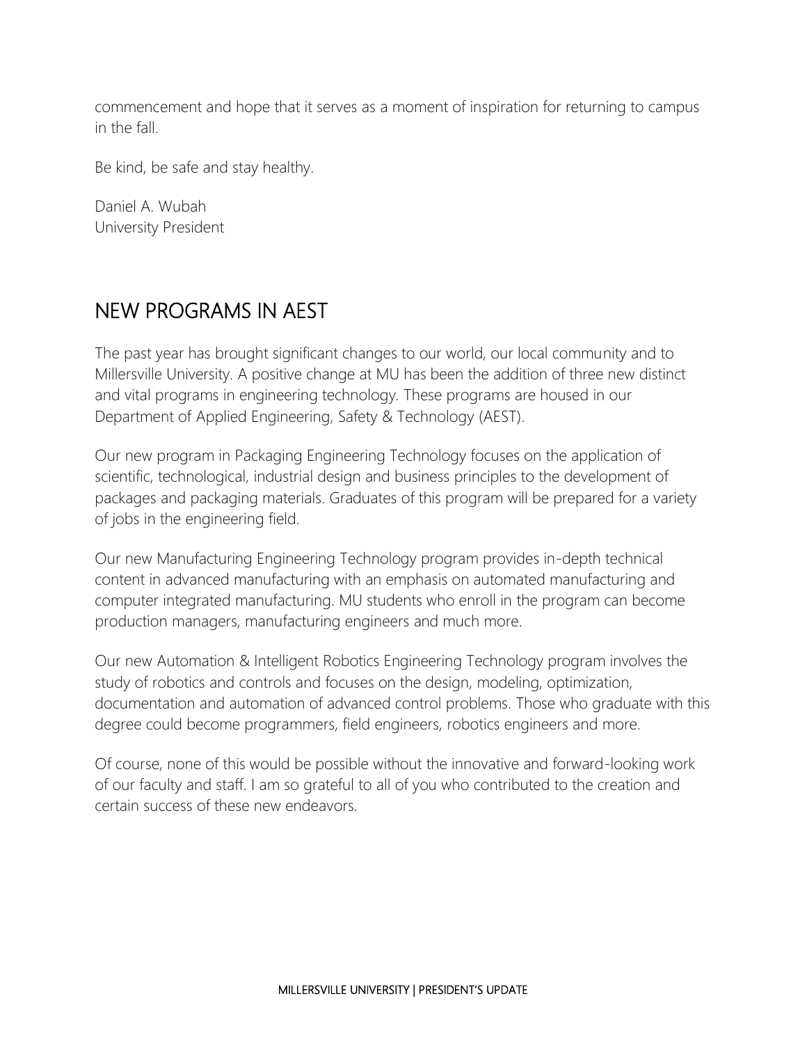commencement and hope that it serves as a moment of inspiration for returning to campus in the fall.

Be kind, be safe and stay healthy.

Daniel A. Wubah
University President

## NEW PROGRAMS IN AEST

The past year has brought significant changes to our world, our local community and to Millersville University. A positive change at MU has been the addition of three new distinct and vital programs in engineering technology. These programs are housed in our Department of Applied Engineering, Safety & Technology (AEST).

Our new program in Packaging Engineering Technology focuses on the application of scientific, technological, industrial design and business principles to the development of packages and packaging materials. Graduates of this program will be prepared for a variety of jobs in the engineering field.

Our new Manufacturing Engineering Technology program provides in-depth technical content in advanced manufacturing with an emphasis on automated manufacturing and computer integrated manufacturing. MU students who enroll in the program can become production managers, manufacturing engineers and much more.

Our new Automation & Intelligent Robotics Engineering Technology program involves the study of robotics and controls and focuses on the design, modeling, optimization, documentation and automation of advanced control problems. Those who graduate with this degree could become programmers, field engineers, robotics engineers and more.

Of course, none of this would be possible without the innovative and forward-looking work of our faculty and staff. I am so grateful to all of you who contributed to the creation and certain success of these new endeavors.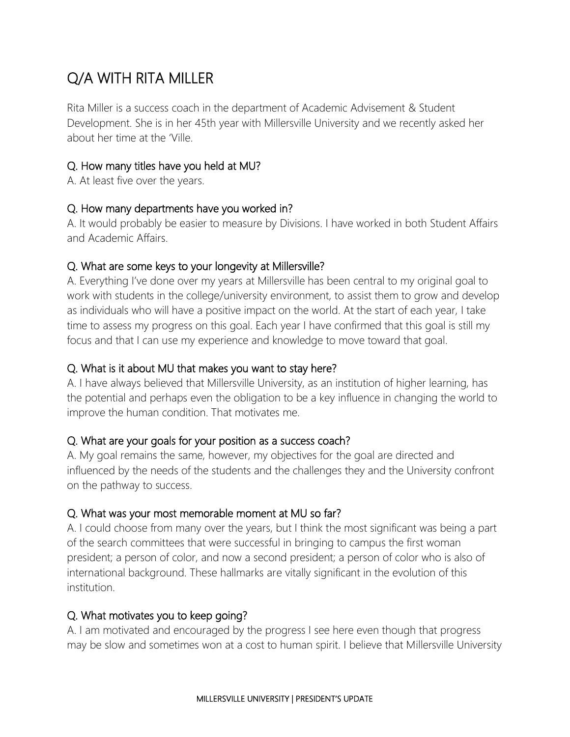# Q/A WITH RITA MILLER

Rita Miller is a success coach in the department of Academic Advisement & Student Development. She is in her 45th year with Millersville University and we recently asked her about her time at the 'Ville.

## Q. How many titles have you held at MU?

A. At least five over the years.

## Q. How many departments have you worked in?

A. It would probably be easier to measure by Divisions. I have worked in both Student Affairs and Academic Affairs.

## Q. What are some keys to your longevity at Millersville?

A. Everything I've done over my years at Millersville has been central to my original goal to work with students in the college/university environment, to assist them to grow and develop as individuals who will have a positive impact on the world. At the start of each year, I take time to assess my progress on this goal. Each year I have confirmed that this goal is still my focus and that I can use my experience and knowledge to move toward that goal.

## Q. What is it about MU that makes you want to stay here?

A. I have always believed that Millersville University, as an institution of higher learning, has the potential and perhaps even the obligation to be a key influence in changing the world to improve the human condition. That motivates me.

## Q. What are your goals for your position as a success coach?

A. My goal remains the same, however, my objectives for the goal are directed and influenced by the needs of the students and the challenges they and the University confront on the pathway to success.

## Q. What was your most memorable moment at MU so far?

A. I could choose from many over the years, but I think the most significant was being a part of the search committees that were successful in bringing to campus the first woman president; a person of color, and now a second president; a person of color who is also of international background. These hallmarks are vitally significant in the evolution of this institution.

## Q. What motivates you to keep going?

A. I am motivated and encouraged by the progress I see here even though that progress may be slow and sometimes won at a cost to human spirit. I believe that Millersville University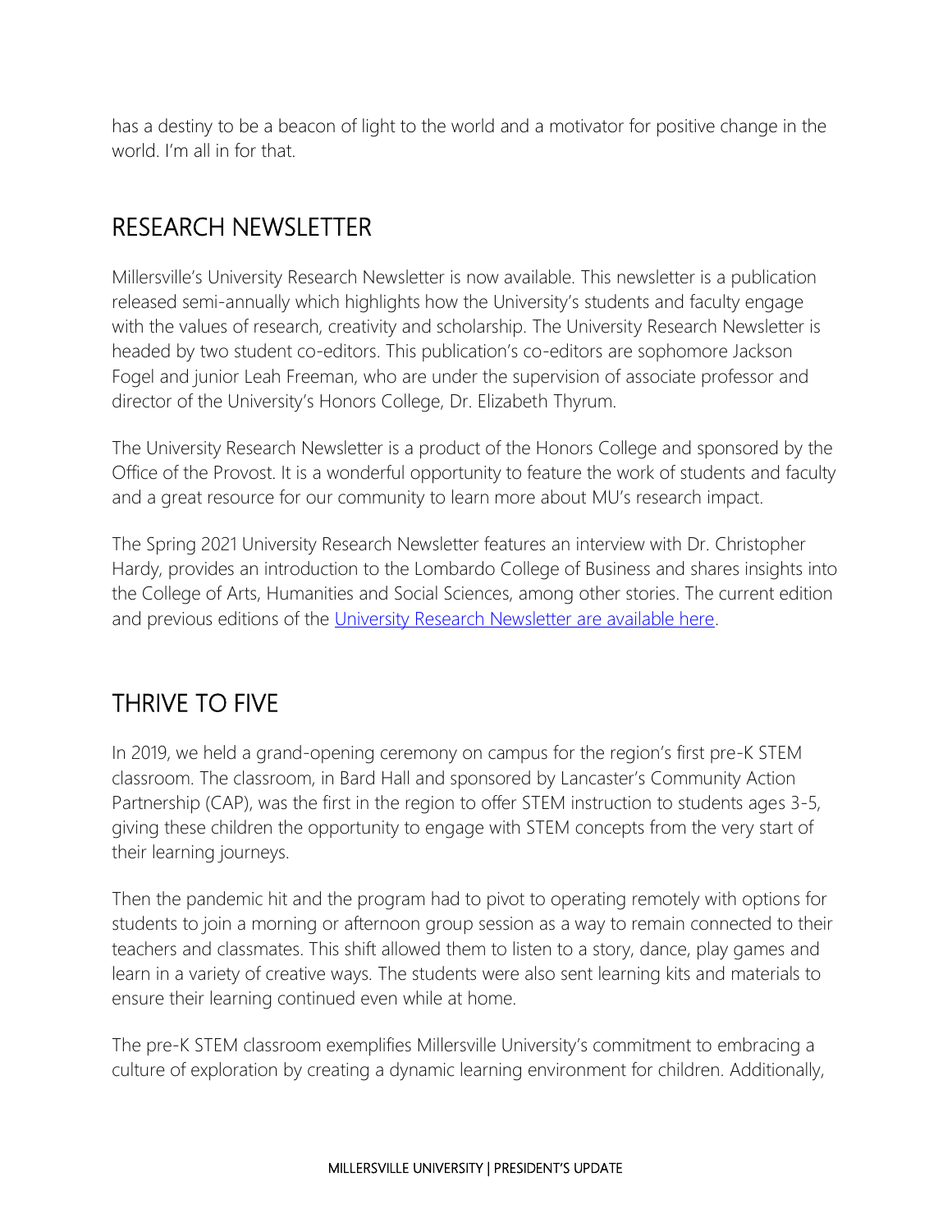has a destiny to be a beacon of light to the world and a motivator for positive change in the world. I'm all in for that.

## RESEARCH NEWSLETTER

Millersville's University Research Newsletter is now available. This newsletter is a publication released semi-annually which highlights how the University's students and faculty engage with the values of research, creativity and scholarship. The University Research Newsletter is headed by two student co-editors. This publication's co-editors are sophomore Jackson Fogel and junior Leah Freeman, who are under the supervision of associate professor and director of the University's Honors College, Dr. Elizabeth Thyrum.

The University Research Newsletter is a product of the Honors College and sponsored by the Office of the Provost. It is a wonderful opportunity to feature the work of students and faculty and a great resource for our community to learn more about MU's research impact.

The Spring 2021 University Research Newsletter features an interview with Dr. Christopher Hardy, provides an introduction to the Lombardo College of Business and shares insights into the College of Arts, Humanities and Social Sciences, among other stories. The current edition and previous editions of the University Research Newsletter are available here.

## THRIVE TO FIVE

In 2019, we held a grand-opening ceremony on campus for the region's first pre-K STEM classroom. The classroom, in Bard Hall and sponsored by Lancaster's Community Action Partnership (CAP), was the first in the region to offer STEM instruction to students ages 3-5, giving these children the opportunity to engage with STEM concepts from the very start of their learning journeys.

Then the pandemic hit and the program had to pivot to operating remotely with options for students to join a morning or afternoon group session as a way to remain connected to their teachers and classmates. This shift allowed them to listen to a story, dance, play games and learn in a variety of creative ways. The students were also sent learning kits and materials to ensure their learning continued even while at home.

The pre-K STEM classroom exemplifies Millersville University's commitment to embracing a culture of exploration by creating a dynamic learning environment for children. Additionally,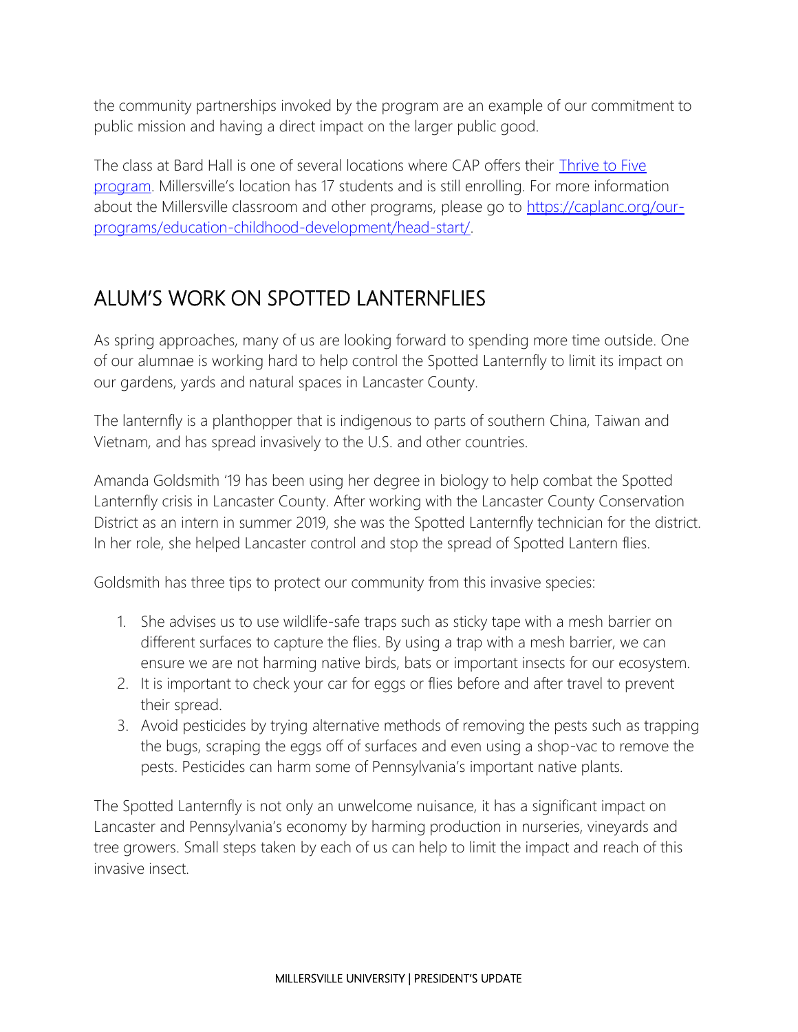the community partnerships invoked by the program are an example of our commitment to public mission and having a direct impact on the larger public good.

The class at Bard Hall is one of several locations where CAP offers their [Thrive to Five program](). Millersville's location has 17 students and is still enrolling. For more information about the Millersville classroom and other programs, please go to [https://caplanc.org/our-programs/education-childhood-development/head-start/](https://caplanc.org/our-programs/education-childhood-development/head-start/).

## ALUM'S WORK ON SPOTTED LANTERNFLIES

As spring approaches, many of us are looking forward to spending more time outside. One of our alumnae is working hard to help control the Spotted Lanternfly to limit its impact on our gardens, yards and natural spaces in Lancaster County.

The lanternfly is a planthopper that is indigenous to parts of southern China, Taiwan and Vietnam, and has spread invasively to the U.S. and other countries.

Amanda Goldsmith '19 has been using her degree in biology to help combat the Spotted Lanternfly crisis in Lancaster County. After working with the Lancaster County Conservation District as an intern in summer 2019, she was the Spotted Lanternfly technician for the district. In her role, she helped Lancaster control and stop the spread of Spotted Lantern flies.

Goldsmith has three tips to protect our community from this invasive species:

1. She advises us to use wildlife-safe traps such as sticky tape with a mesh barrier on different surfaces to capture the flies. By using a trap with a mesh barrier, we can ensure we are not harming native birds, bats or important insects for our ecosystem.
2. It is important to check your car for eggs or flies before and after travel to prevent their spread.
3. Avoid pesticides by trying alternative methods of removing the pests such as trapping the bugs, scraping the eggs off of surfaces and even using a shop-vac to remove the pests. Pesticides can harm some of Pennsylvania's important native plants.

The Spotted Lanternfly is not only an unwelcome nuisance, it has a significant impact on Lancaster and Pennsylvania's economy by harming production in nurseries, vineyards and tree growers. Small steps taken by each of us can help to limit the impact and reach of this invasive insect.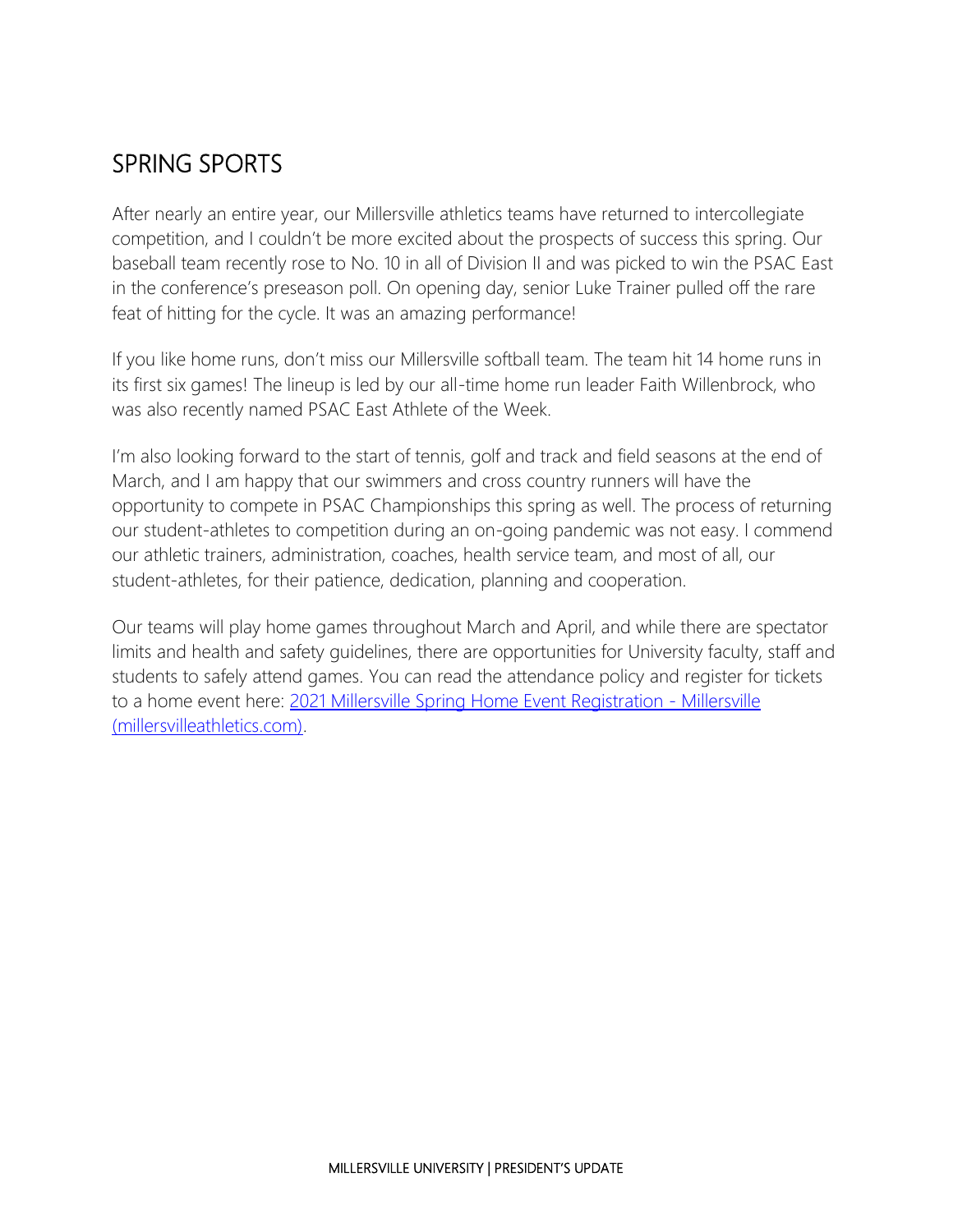## SPRING SPORTS

After nearly an entire year, our Millersville athletics teams have returned to intercollegiate competition, and I couldn't be more excited about the prospects of success this spring. Our baseball team recently rose to No. 10 in all of Division II and was picked to win the PSAC East in the conference's preseason poll. On opening day, senior Luke Trainer pulled off the rare feat of hitting for the cycle. It was an amazing performance!

If you like home runs, don't miss our Millersville softball team. The team hit 14 home runs in its first six games! The lineup is led by our all-time home run leader Faith Willenbrock, who was also recently named PSAC East Athlete of the Week.

I'm also looking forward to the start of tennis, golf and track and field seasons at the end of March, and I am happy that our swimmers and cross country runners will have the opportunity to compete in PSAC Championships this spring as well. The process of returning our student-athletes to competition during an on-going pandemic was not easy. I commend our athletic trainers, administration, coaches, health service team, and most of all, our student-athletes, for their patience, dedication, planning and cooperation.

Our teams will play home games throughout March and April, and while there are spectator limits and health and safety guidelines, there are opportunities for University faculty, staff and students to safely attend games. You can read the attendance policy and register for tickets to a home event here: [2021 Millersville Spring Home Event Registration - Millersville (millersvilleathletics.com)](millersvilleathletics.com).